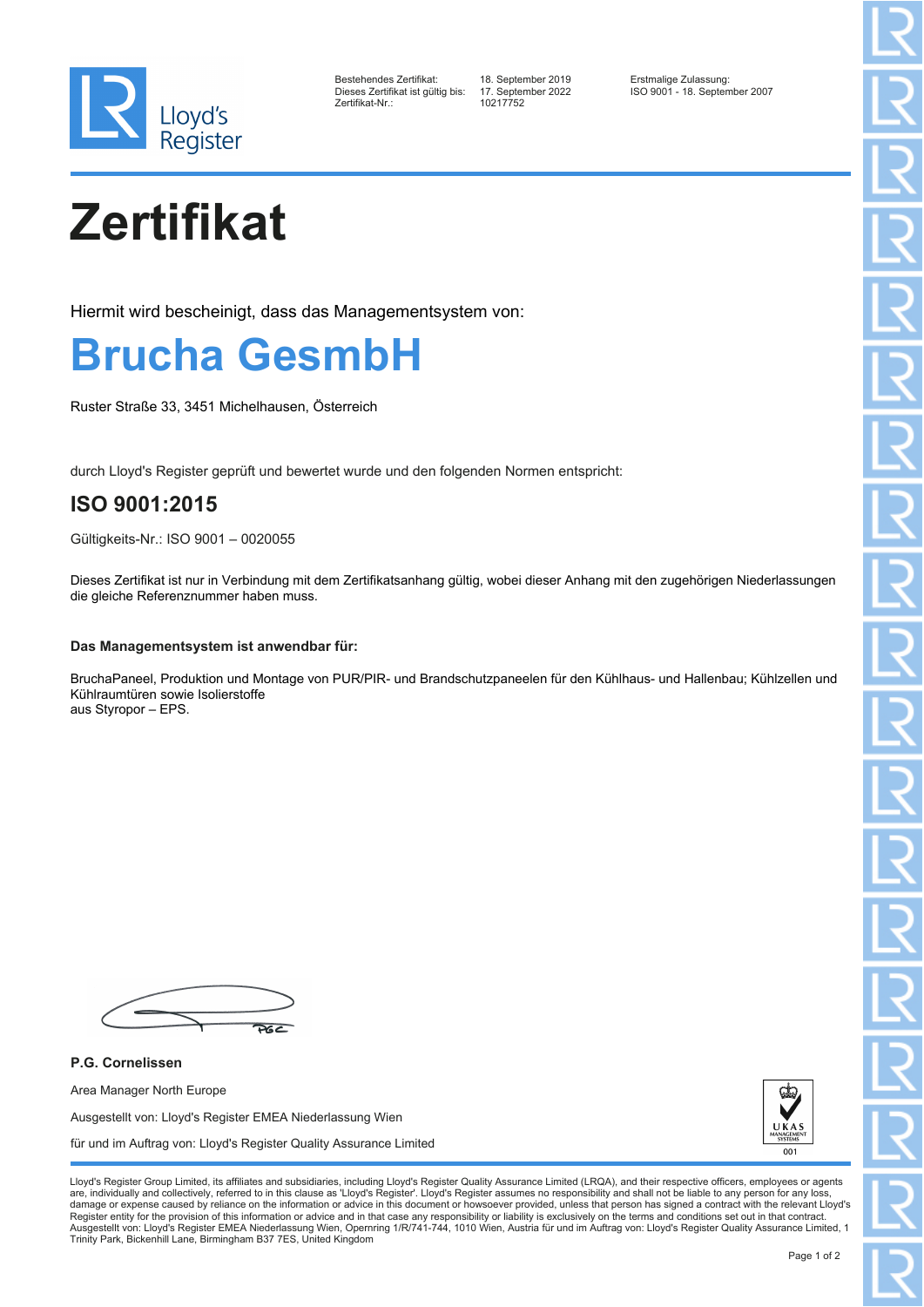Lloyd's Register

| | | |
|---|---|---|
| Bestehendes Zertifikat: | 18. September 2019 | Erstmalige Zulassung: |
| Dieses Zertifikat ist gültig bis: | 17. September 2022 | ISO 9001 - 18. September 2007 |
| Zertifikat-Nr.: | 10217752 | |

# Zertifikat

Hiermit wird bescheinigt, dass das Managementsystem von:

## Brucha GesmbH

Ruster Straße 33, 3451 Michelhausen, Österreich

durch Lloyd's Register geprüft und bewertet wurde und den folgenden Normen entspricht:

## ISO 9001:2015

Gültigkeits-Nr.: ISO 9001 – 0020055

Dieses Zertifikat ist nur in Verbindung mit dem Zertifikatsanhang gültig, wobei dieser Anhang mit den zugehörigen Niederlassungen die gleiche Referenznummer haben muss.

**Das Managementsystem ist anwendbar für:**

BruchaPaneel, Produktion und Montage von PUR/PIR- und Brandschutzpaneelen für den Kühlhaus- und Hallenbau; Kühlzellen und Kühlraumtüren sowie Isolierstoffe
aus Styropor – EPS.

**P.G. Cornelissen**

Area Manager North Europe

Ausgestellt von: Lloyd's Register EMEA Niederlassung Wien

für und im Auftrag von: Lloyd's Register Quality Assurance Limited

UKAS MANAGEMENT SYSTEMS 001

Lloyd's Register Group Limited, its affiliates and subsidiaries, including Lloyd's Register Quality Assurance Limited (LRQA), and their respective officers, employees or agents are, individually and collectively, referred to in this clause as 'Lloyd's Register'. Lloyd's Register assumes no responsibility and shall not be liable to any person for any loss, damage or expense caused by reliance on the information or advice in this document or howsoever provided, unless that person has signed a contract with the relevant Lloyd's Register entity for the provision of this information or advice and in that case any responsibility or liability is exclusively on the terms and conditions set out in that contract.
Ausgestellt von: Lloyd's Register EMEA Niederlassung Wien, Opernring 1/R/741-744, 1010 Wien, Austria für und im Auftrag von: Lloyd's Register Quality Assurance Limited, 1 Trinity Park, Bickenhill Lane, Birmingham B37 7ES, United Kingdom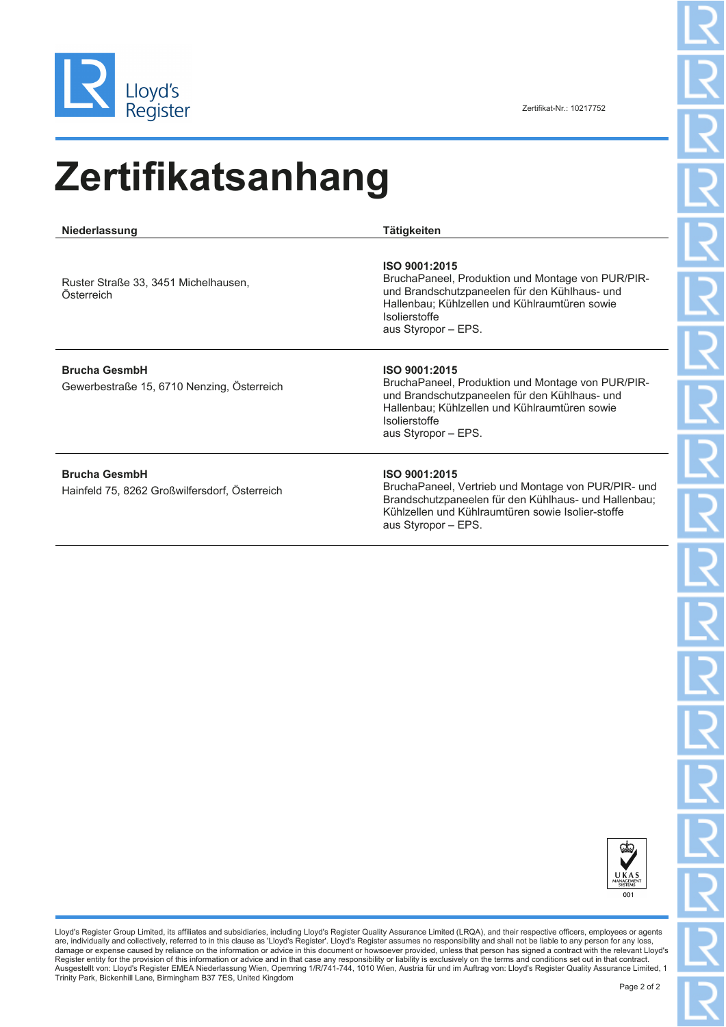Lloyd's Register

Zertifikat-Nr.: 10217752

# Zertifikatsanhang

| Niederlassung | Tätigkeiten |
| --- | --- |
| Ruster Straße 33, 3451 Michelhausen, Österreich | **ISO 9001:2015**<br>BruchaPaneel, Produktion und Montage von PUR/PIR- und Brandschutzpaneelen für den Kühlhaus- und Hallenbau; Kühlzellen und Kühlraumtüren sowie Isolierstoffe aus Styropor – EPS. |
| **Brucha GesmbH**<br>Gewerbestraße 15, 6710 Nenzing, Österreich | **ISO 9001:2015**<br>BruchaPaneel, Produktion und Montage von PUR/PIR- und Brandschutzpaneelen für den Kühlhaus- und Hallenbau; Kühlzellen und Kühlraumtüren sowie Isolierstoffe aus Styropor – EPS. |
| **Brucha GesmbH**<br>Hainfeld 75, 8262 Großwilfersdorf, Österreich | **ISO 9001:2015**<br>BruchaPaneel, Vertrieb und Montage von PUR/PIR- und Brandschutzpaneelen für den Kühlhaus- und Hallenbau; Kühlzellen und Kühlraumtüren sowie Isolier-stoffe aus Styropor – EPS. |

UKAS MANAGEMENT SYSTEMS 001

Lloyd's Register Group Limited, its affiliates and subsidiaries, including Lloyd's Register Quality Assurance Limited (LRQA), and their respective officers, employees or agents are, individually and collectively, referred to in this clause as 'Lloyd's Register'. Lloyd's Register assumes no responsibility and shall not be liable to any person for any loss, damage or expense caused by reliance on the information or advice in this document or howsoever provided, unless that person has signed a contract with the relevant Lloyd's Register entity for the provision of this information or advice and in that case any responsibility or liability is exclusively on the terms and conditions set out in that contract.
Ausgestellt von: Lloyd's Register EMEA Niederlassung Wien, Opernring 1/R/741-744, 1010 Wien, Austria für und im Auftrag von: Lloyd's Register Quality Assurance Limited, 1 Trinity Park, Bickenhill Lane, Birmingham B37 7ES, United Kingdom